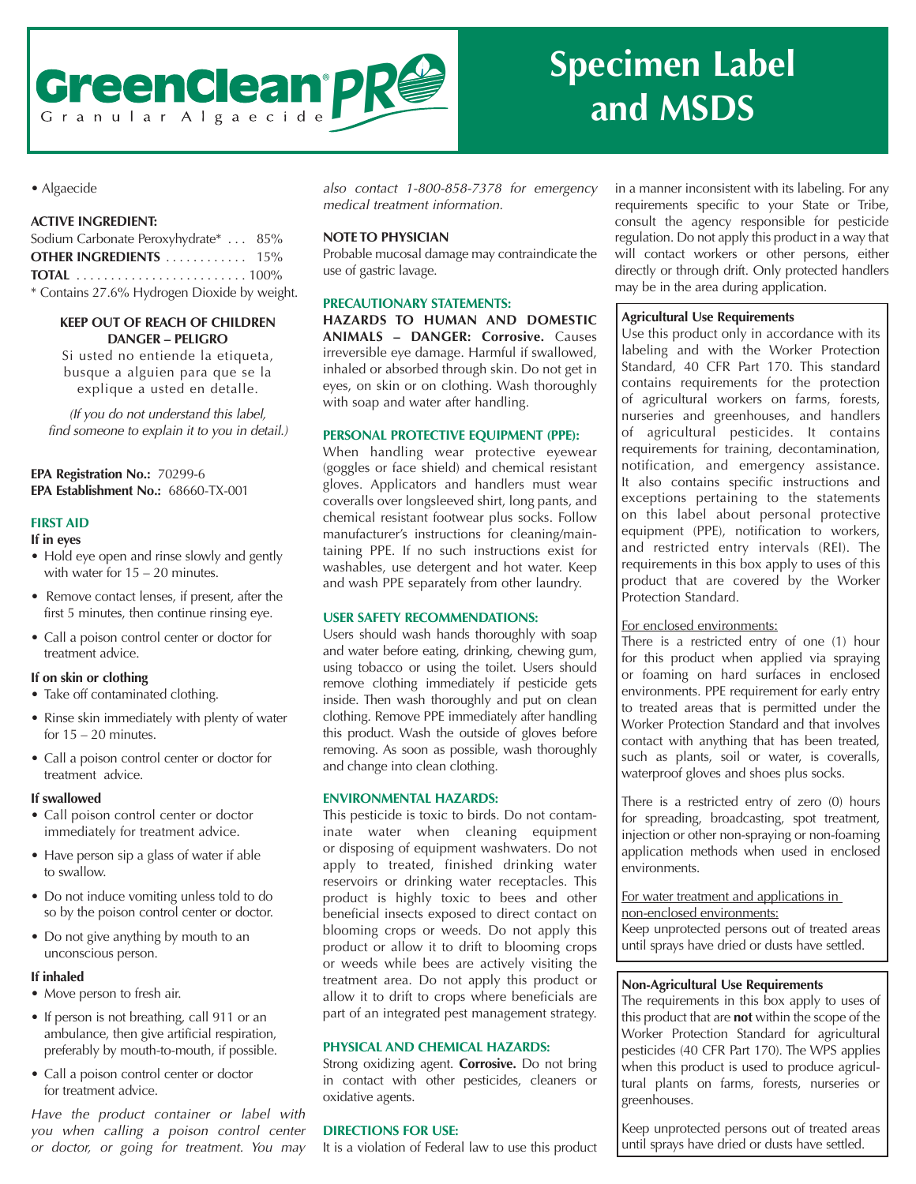# GreenClean® PRO

Granular Algaecide

# Specimen Label and MSDS

• Algaecide

**ACTIVE INGREDIENT:**

| | |
|---|---|
| Sodium Carbonate Peroxyhydrate* | 85% |
| **OTHER INGREDIENTS** | 15% |
| **TOTAL** | 100% |

* Contains 27.6% Hydrogen Dioxide by weight.

**KEEP OUT OF REACH OF CHILDREN**
**DANGER – PELIGRO**

Si usted no entiende la etiqueta, busque a alguien para que se la explique a usted en detalle.

*(If you do not understand this label, find someone to explain it to you in detail.)*

**EPA Registration No.:** 70299-6
**EPA Establishment No.:** 68660-TX-001

## FIRST AID

**If in eyes**

- Hold eye open and rinse slowly and gently with water for 15 – 20 minutes.
- Remove contact lenses, if present, after the first 5 minutes, then continue rinsing eye.
- Call a poison control center or doctor for treatment advice.

**If on skin or clothing**

- Take off contaminated clothing.
- Rinse skin immediately with plenty of water for 15 – 20 minutes.
- Call a poison control center or doctor for treatment advice.

**If swallowed**

- Call poison control center or doctor immediately for treatment advice.
- Have person sip a glass of water if able to swallow.
- Do not induce vomiting unless told to do so by the poison control center or doctor.
- Do not give anything by mouth to an unconscious person.

**If inhaled**

- Move person to fresh air.
- If person is not breathing, call 911 or an ambulance, then give artificial respiration, preferably by mouth-to-mouth, if possible.
- Call a poison control center or doctor for treatment advice.

*Have the product container or label with you when calling a poison control center or doctor, or going for treatment. You may also contact 1-800-858-7378 for emergency medical treatment information.*

## NOTE TO PHYSICIAN

Probable mucosal damage may contraindicate the use of gastric lavage.

## PRECAUTIONARY STATEMENTS:

**HAZARDS TO HUMAN AND DOMESTIC ANIMALS – DANGER: Corrosive.** Causes irreversible eye damage. Harmful if swallowed, inhaled or absorbed through skin. Do not get in eyes, on skin or on clothing. Wash thoroughly with soap and water after handling.

## PERSONAL PROTECTIVE EQUIPMENT (PPE):

When handling wear protective eyewear (goggles or face shield) and chemical resistant gloves. Applicators and handlers must wear coveralls over longsleeved shirt, long pants, and chemical resistant footwear plus socks. Follow manufacturer's instructions for cleaning/maintaining PPE. If no such instructions exist for washables, use detergent and hot water. Keep and wash PPE separately from other laundry.

## USER SAFETY RECOMMENDATIONS:

Users should wash hands thoroughly with soap and water before eating, drinking, chewing gum, using tobacco or using the toilet. Users should remove clothing immediately if pesticide gets inside. Then wash thoroughly and put on clean clothing. Remove PPE immediately after handling this product. Wash the outside of gloves before removing. As soon as possible, wash thoroughly and change into clean clothing.

## ENVIRONMENTAL HAZARDS:

This pesticide is toxic to birds. Do not contaminate water when cleaning equipment or disposing of equipment washwaters. Do not apply to treated, finished drinking water reservoirs or drinking water receptacles. This product is highly toxic to bees and other beneficial insects exposed to direct contact on blooming crops or weeds. Do not apply this product or allow it to drift to blooming crops or weeds while bees are actively visiting the treatment area. Do not apply this product or allow it to drift to crops where beneficials are part of an integrated pest management strategy.

## PHYSICAL AND CHEMICAL HAZARDS:

Strong oxidizing agent. **Corrosive.** Do not bring in contact with other pesticides, cleaners or oxidative agents.

## DIRECTIONS FOR USE:

It is a violation of Federal law to use this product in a manner inconsistent with its labeling. For any requirements specific to your State or Tribe, consult the agency responsible for pesticide regulation. Do not apply this product in a way that will contact workers or other persons, either directly or through drift. Only protected handlers may be in the area during application.

### Agricultural Use Requirements

Use this product only in accordance with its labeling and with the Worker Protection Standard, 40 CFR Part 170. This standard contains requirements for the protection of agricultural workers on farms, forests, nurseries and greenhouses, and handlers of agricultural pesticides. It contains requirements for training, decontamination, notification, and emergency assistance. It also contains specific instructions and exceptions pertaining to the statements on this label about personal protective equipment (PPE), notification to workers, and restricted entry intervals (REI). The requirements in this box apply to uses of this product that are covered by the Worker Protection Standard.

For enclosed environments:
There is a restricted entry of one (1) hour for this product when applied via spraying or foaming on hard surfaces in enclosed environments. PPE requirement for early entry to treated areas that is permitted under the Worker Protection Standard and that involves contact with anything that has been treated, such as plants, soil or water, is coveralls, waterproof gloves and shoes plus socks.

There is a restricted entry of zero (0) hours for spreading, broadcasting, spot treatment, injection or other non-spraying or non-foaming application methods when used in enclosed environments.

For water treatment and applications in non-enclosed environments:
Keep unprotected persons out of treated areas until sprays have dried or dusts have settled.

### Non-Agricultural Use Requirements

The requirements in this box apply to uses of this product that are **not** within the scope of the Worker Protection Standard for agricultural pesticides (40 CFR Part 170). The WPS applies when this product is used to produce agricultural plants on farms, forests, nurseries or greenhouses.

Keep unprotected persons out of treated areas until sprays have dried or dusts have settled.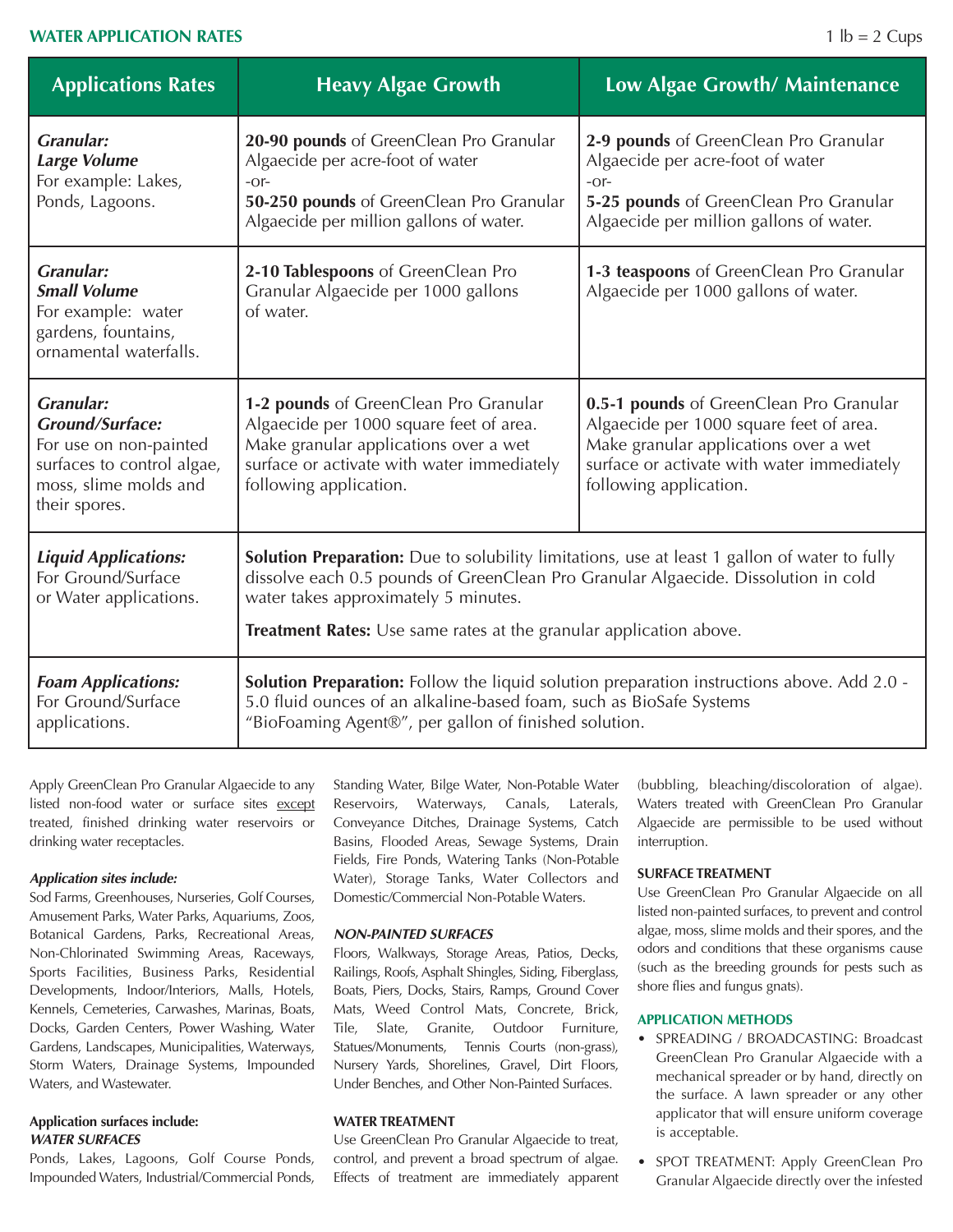## WATER APPLICATION RATES

1 lb = 2 Cups

| Applications Rates | Heavy Algae Growth | Low Algae Growth/ Maintenance |
|---|---|---|
| ***Granular: Large Volume*** For example: Lakes, Ponds, Lagoons. | **20-90 pounds** of GreenClean Pro Granular Algaecide per acre-foot of water -or- **50-250 pounds** of GreenClean Pro Granular Algaecide per million gallons of water. | **2-9 pounds** of GreenClean Pro Granular Algaecide per acre-foot of water -or- **5-25 pounds** of GreenClean Pro Granular Algaecide per million gallons of water. |
| ***Granular: Small Volume*** For example: water gardens, fountains, ornamental waterfalls. | **2-10 Tablespoons** of GreenClean Pro Granular Algaecide per 1000 gallons of water. | **1-3 teaspoons** of GreenClean Pro Granular Algaecide per 1000 gallons of water. |
| ***Granular: Ground/Surface:*** For use on non-painted surfaces to control algae, moss, slime molds and their spores. | **1-2 pounds** of GreenClean Pro Granular Algaecide per 1000 square feet of area. Make granular applications over a wet surface or activate with water immediately following application. | **0.5-1 pounds** of GreenClean Pro Granular Algaecide per 1000 square feet of area. Make granular applications over a wet surface or activate with water immediately following application. |
| ***Liquid Applications:*** For Ground/Surface or Water applications. | **Solution Preparation:** Due to solubility limitations, use at least 1 gallon of water to fully dissolve each 0.5 pounds of GreenClean Pro Granular Algaecide. Dissolution in cold water takes approximately 5 minutes. **Treatment Rates:** Use same rates at the granular application above. | |
| ***Foam Applications:*** For Ground/Surface applications. | **Solution Preparation:** Follow the liquid solution preparation instructions above. Add 2.0 - 5.0 fluid ounces of an alkaline-based foam, such as BioSafe Systems "BioFoaming Agent®", per gallon of finished solution. | |

Apply GreenClean Pro Granular Algaecide to any listed non-food water or surface sites except treated, finished drinking water reservoirs or drinking water receptacles.

***Application sites include:***

Sod Farms, Greenhouses, Nurseries, Golf Courses, Amusement Parks, Water Parks, Aquariums, Zoos, Botanical Gardens, Parks, Recreational Areas, Non-Chlorinated Swimming Areas, Raceways, Sports Facilities, Business Parks, Residential Developments, Indoor/Interiors, Malls, Hotels, Kennels, Cemeteries, Carwashes, Marinas, Boats, Docks, Garden Centers, Power Washing, Water Gardens, Landscapes, Municipalities, Waterways, Storm Waters, Drainage Systems, Impounded Waters, and Wastewater.

**Application surfaces include:**

***WATER SURFACES***

Ponds, Lakes, Lagoons, Golf Course Ponds, Impounded Waters, Industrial/Commercial Ponds, Standing Water, Bilge Water, Non-Potable Water Reservoirs, Waterways, Canals, Laterals, Conveyance Ditches, Drainage Systems, Catch Basins, Flooded Areas, Sewage Systems, Drain Fields, Fire Ponds, Watering Tanks (Non-Potable Water), Storage Tanks, Water Collectors and Domestic/Commercial Non-Potable Waters.

***NON-PAINTED SURFACES***

Floors, Walkways, Storage Areas, Patios, Decks, Railings, Roofs, Asphalt Shingles, Siding, Fiberglass, Boats, Piers, Docks, Stairs, Ramps, Ground Cover Mats, Weed Control Mats, Concrete, Brick, Tile, Slate, Granite, Outdoor Furniture, Statues/Monuments, Tennis Courts (non-grass), Nursery Yards, Shorelines, Gravel, Dirt Floors, Under Benches, and Other Non-Painted Surfaces.

**WATER TREATMENT**

Use GreenClean Pro Granular Algaecide to treat, control, and prevent a broad spectrum of algae. Effects of treatment are immediately apparent (bubbling, bleaching/discoloration of algae). Waters treated with GreenClean Pro Granular Algaecide are permissible to be used without interruption.

**SURFACE TREATMENT**

Use GreenClean Pro Granular Algaecide on all listed non-painted surfaces, to prevent and control algae, moss, slime molds and their spores, and the odors and conditions that these organisms cause (such as the breeding grounds for pests such as shore flies and fungus gnats).

**APPLICATION METHODS**

- SPREADING / BROADCASTING: Broadcast GreenClean Pro Granular Algaecide with a mechanical spreader or by hand, directly on the surface. A lawn spreader or any other applicator that will ensure uniform coverage is acceptable.
- SPOT TREATMENT: Apply GreenClean Pro Granular Algaecide directly over the infested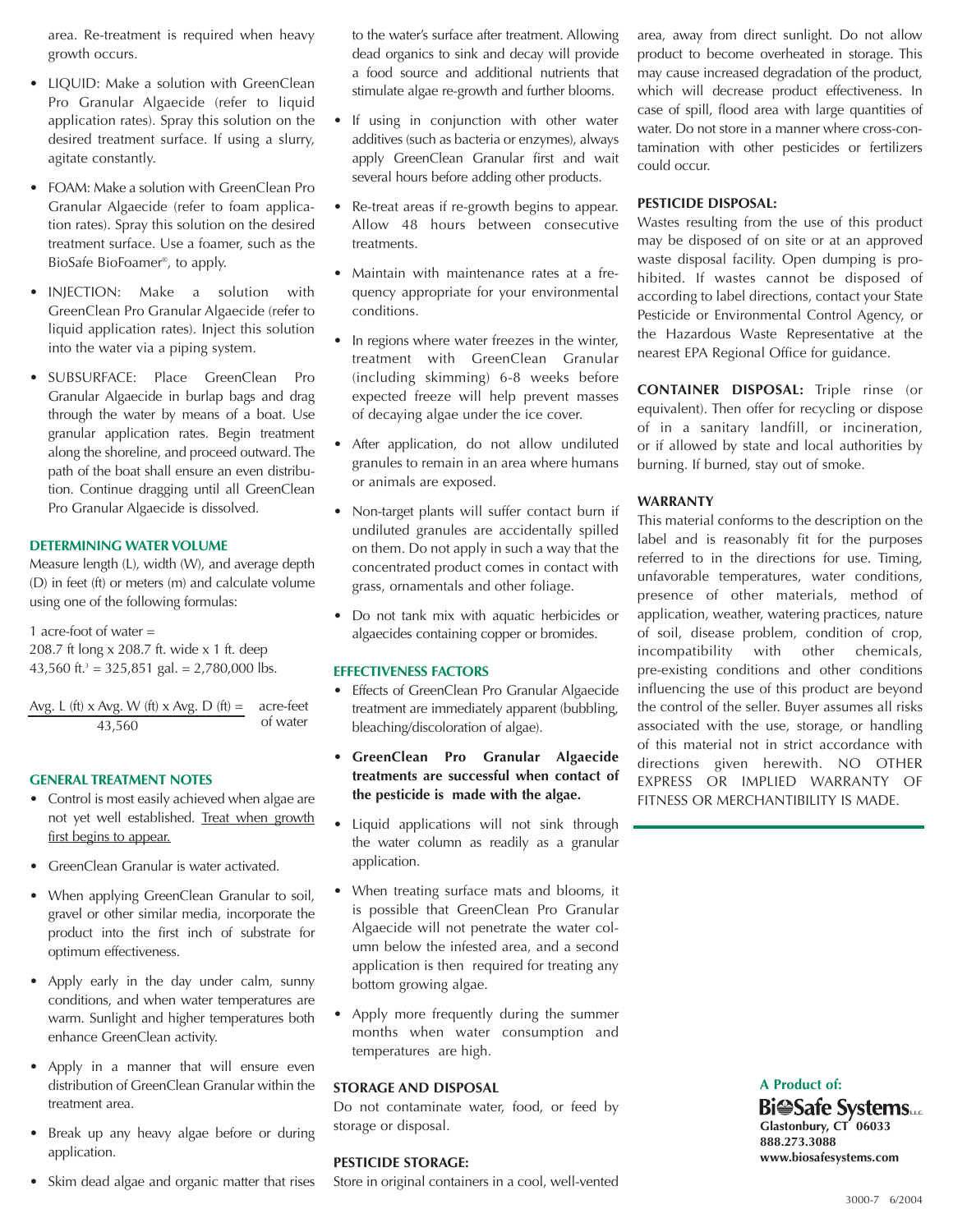area. Re-treatment is required when heavy growth occurs.

- LIQUID: Make a solution with GreenClean Pro Granular Algaecide (refer to liquid application rates). Spray this solution on the desired treatment surface. If using a slurry, agitate constantly.
- FOAM: Make a solution with GreenClean Pro Granular Algaecide (refer to foam application rates). Spray this solution on the desired treatment surface. Use a foamer, such as the BioSafe BioFoamer®, to apply.
- INJECTION: Make a solution with GreenClean Pro Granular Algaecide (refer to liquid application rates). Inject this solution into the water via a piping system.
- SUBSURFACE: Place GreenClean Pro Granular Algaecide in burlap bags and drag through the water by means of a boat. Use granular application rates. Begin treatment along the shoreline, and proceed outward. The path of the boat shall ensure an even distribution. Continue dragging until all GreenClean Pro Granular Algaecide is dissolved.

## DETERMINING WATER VOLUME

Measure length (L), width (W), and average depth (D) in feet (ft) or meters (m) and calculate volume using one of the following formulas:

1 acre-foot of water =
208.7 ft long x 208.7 ft. wide x 1 ft. deep
43,560 ft.$^3$ = 325,851 gal. = 2,780,000 lbs.

$$\frac{\text{Avg. L (ft)} \times \text{Avg. W (ft)} \times \text{Avg. D (ft)}}{43{,}560} = \text{acre-feet of water}$$

## GENERAL TREATMENT NOTES

- Control is most easily achieved when algae are not yet well established. Treat when growth first begins to appear.
- GreenClean Granular is water activated.
- When applying GreenClean Granular to soil, gravel or other similar media, incorporate the product into the first inch of substrate for optimum effectiveness.
- Apply early in the day under calm, sunny conditions, and when water temperatures are warm. Sunlight and higher temperatures both enhance GreenClean activity.
- Apply in a manner that will ensure even distribution of GreenClean Granular within the treatment area.
- Break up any heavy algae before or during application.
- Skim dead algae and organic matter that rises to the water's surface after treatment. Allowing dead organics to sink and decay will provide a food source and additional nutrients that stimulate algae re-growth and further blooms.
- If using in conjunction with other water additives (such as bacteria or enzymes), always apply GreenClean Granular first and wait several hours before adding other products.
- Re-treat areas if re-growth begins to appear. Allow 48 hours between consecutive treatments.
- Maintain with maintenance rates at a frequency appropriate for your environmental conditions.
- In regions where water freezes in the winter, treatment with GreenClean Granular (including skimming) 6-8 weeks before expected freeze will help prevent masses of decaying algae under the ice cover.
- After application, do not allow undiluted granules to remain in an area where humans or animals are exposed.
- Non-target plants will suffer contact burn if undiluted granules are accidentally spilled on them. Do not apply in such a way that the concentrated product comes in contact with grass, ornamentals and other foliage.
- Do not tank mix with aquatic herbicides or algaecides containing copper or bromides.

## EFFECTIVENESS FACTORS

- Effects of GreenClean Pro Granular Algaecide treatment are immediately apparent (bubbling, bleaching/discoloration of algae).
- **GreenClean Pro Granular Algaecide treatments are successful when contact of the pesticide is made with the algae.**
- Liquid applications will not sink through the water column as readily as a granular application.
- When treating surface mats and blooms, it is possible that GreenClean Pro Granular Algaecide will not penetrate the water column below the infested area, and a second application is then required for treating any bottom growing algae.
- Apply more frequently during the summer months when water consumption and temperatures are high.

## STORAGE AND DISPOSAL

Do not contaminate water, food, or feed by storage or disposal.

**PESTICIDE STORAGE:**
Store in original containers in a cool, well-vented area, away from direct sunlight. Do not allow product to become overheated in storage. This may cause increased degradation of the product, which will decrease product effectiveness. In case of spill, flood area with large quantities of water. Do not store in a manner where cross-contamination with other pesticides or fertilizers could occur.

**PESTICIDE DISPOSAL:**
Wastes resulting from the use of this product may be disposed of on site or at an approved waste disposal facility. Open dumping is prohibited. If wastes cannot be disposed of according to label directions, contact your State Pesticide or Environmental Control Agency, or the Hazardous Waste Representative at the nearest EPA Regional Office for guidance.

**CONTAINER DISPOSAL:** Triple rinse (or equivalent). Then offer for recycling or dispose of in a sanitary landfill, or incineration, or if allowed by state and local authorities by burning. If burned, stay out of smoke.

## WARRANTY

This material conforms to the description on the label and is reasonably fit for the purposes referred to in the directions for use. Timing, unfavorable temperatures, water conditions, presence of other materials, method of application, weather, watering practices, nature of soil, disease problem, condition of crop, incompatibility with other chemicals, pre-existing conditions and other conditions influencing the use of this product are beyond the control of the seller. Buyer assumes all risks associated with the use, storage, or handling of this material not in strict accordance with directions given herewith. NO OTHER EXPRESS OR IMPLIED WARRANTY OF FITNESS OR MERCHANTIBILITY IS MADE.

**A Product of:**
**BioSafe Systems LLC**
**Glastonbury, CT 06033**
**888.273.3088**
**www.biosafesystems.com**

3000-7 6/2004